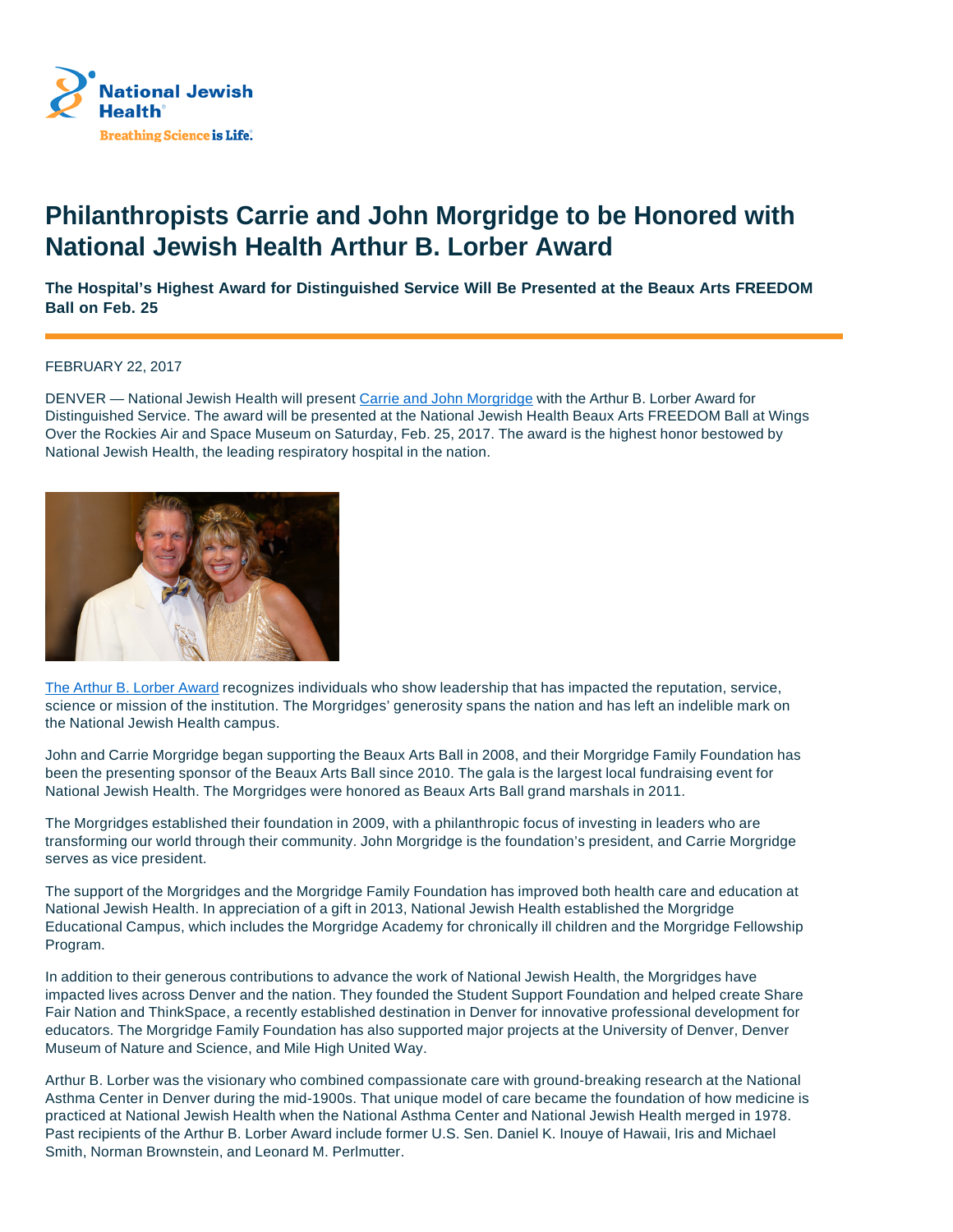National Jewish Health

Breathing Science is Life.

# Philanthropists Carrie and John Morgridge to be Honored with National Jewish Health Arthur B. Lorber Award

**The Hospital's Highest Award for Distinguished Service Will Be Presented at the Beaux Arts FREEDOM Ball on Feb. 25**

FEBRUARY 22, 2017

DENVER — National Jewish Health will present Carrie and John Morgridge with the Arthur B. Lorber Award for Distinguished Service. The award will be presented at the National Jewish Health Beaux Arts FREEDOM Ball at Wings Over the Rockies Air and Space Museum on Saturday, Feb. 25, 2017. The award is the highest honor bestowed by National Jewish Health, the leading respiratory hospital in the nation.

The Arthur B. Lorber Award recognizes individuals who show leadership that has impacted the reputation, service, science or mission of the institution. The Morgridges' generosity spans the nation and has left an indelible mark on the National Jewish Health campus.

John and Carrie Morgridge began supporting the Beaux Arts Ball in 2008, and their Morgridge Family Foundation has been the presenting sponsor of the Beaux Arts Ball since 2010. The gala is the largest local fundraising event for National Jewish Health. The Morgridges were honored as Beaux Arts Ball grand marshals in 2011.

The Morgridges established their foundation in 2009, with a philanthropic focus of investing in leaders who are transforming our world through their community. John Morgridge is the foundation's president, and Carrie Morgridge serves as vice president.

The support of the Morgridges and the Morgridge Family Foundation has improved both health care and education at National Jewish Health. In appreciation of a gift in 2013, National Jewish Health established the Morgridge Educational Campus, which includes the Morgridge Academy for chronically ill children and the Morgridge Fellowship Program.

In addition to their generous contributions to advance the work of National Jewish Health, the Morgridges have impacted lives across Denver and the nation. They founded the Student Support Foundation and helped create Share Fair Nation and ThinkSpace, a recently established destination in Denver for innovative professional development for educators. The Morgridge Family Foundation has also supported major projects at the University of Denver, Denver Museum of Nature and Science, and Mile High United Way.

Arthur B. Lorber was the visionary who combined compassionate care with ground-breaking research at the National Asthma Center in Denver during the mid-1900s. That unique model of care became the foundation of how medicine is practiced at National Jewish Health when the National Asthma Center and National Jewish Health merged in 1978. Past recipients of the Arthur B. Lorber Award include former U.S. Sen. Daniel K. Inouye of Hawaii, Iris and Michael Smith, Norman Brownstein, and Leonard M. Perlmutter.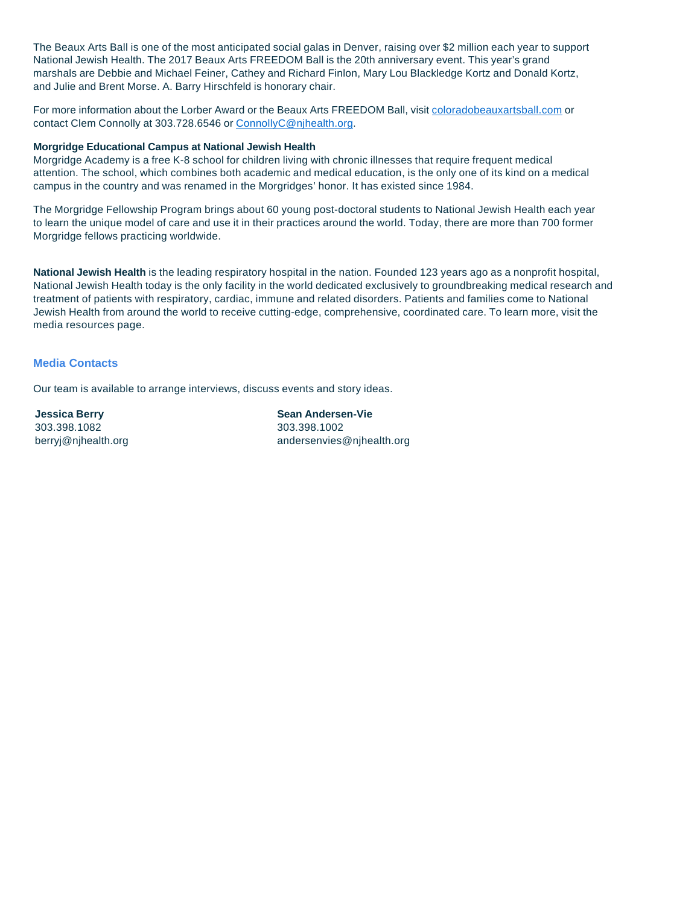The Beaux Arts Ball is one of the most anticipated social galas in Denver, raising over $2 million each year to support National Jewish Health. The 2017 Beaux Arts FREEDOM Ball is the 20th anniversary event. This year's grand marshals are Debbie and Michael Feiner, Cathey and Richard Finlon, Mary Lou Blackledge Kortz and Donald Kortz, and Julie and Brent Morse. A. Barry Hirschfeld is honorary chair.

For more information about the Lorber Award or the Beaux Arts FREEDOM Ball, visit [coloradobeauxartsball.com](coloradobeauxartsball.com) or contact Clem Connolly at 303.728.6546 or [ConnollyC@njhealth.org](mailto:ConnollyC@njhealth.org).

**Morgridge Educational Campus at National Jewish Health**

Morgridge Academy is a free K-8 school for children living with chronic illnesses that require frequent medical attention. The school, which combines both academic and medical education, is the only one of its kind on a medical campus in the country and was renamed in the Morgridges' honor. It has existed since 1984.

The Morgridge Fellowship Program brings about 60 young post-doctoral students to National Jewish Health each year to learn the unique model of care and use it in their practices around the world. Today, there are more than 700 former Morgridge fellows practicing worldwide.

**National Jewish Health** is the leading respiratory hospital in the nation. Founded 123 years ago as a nonprofit hospital, National Jewish Health today is the only facility in the world dedicated exclusively to groundbreaking medical research and treatment of patients with respiratory, cardiac, immune and related disorders. Patients and families come to National Jewish Health from around the world to receive cutting-edge, comprehensive, coordinated care. To learn more, visit the media resources page.

## Media Contacts

Our team is available to arrange interviews, discuss events and story ideas.

**Jessica Berry**
303.398.1082
berryj@njhealth.org

**Sean Andersen-Vie**
303.398.1002
andersenvies@njhealth.org